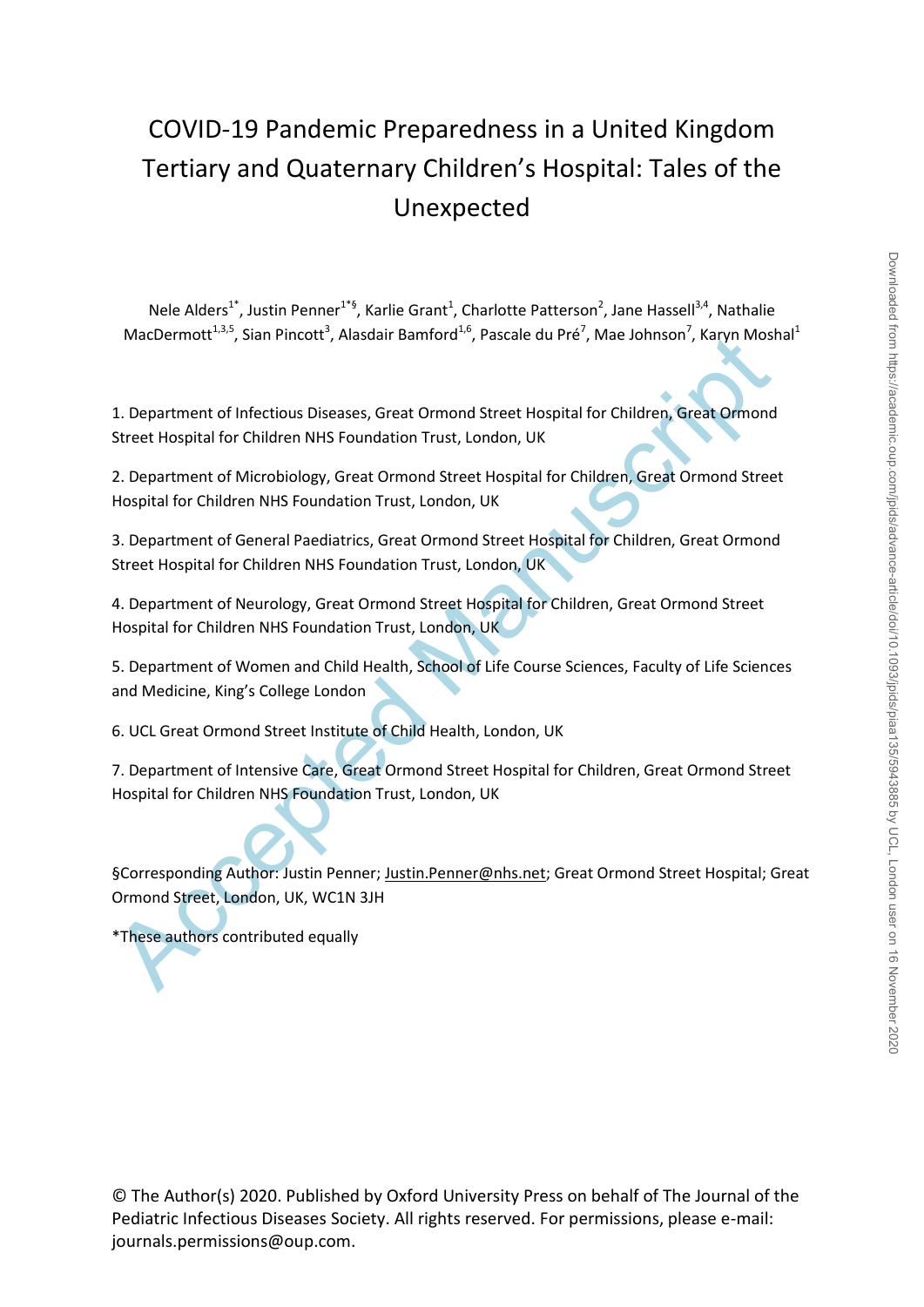# COVID-19 Pandemic Preparedness in a United Kingdom Tertiary and Quaternary Children's Hospital: Tales of the Unexpected

Nele Alders[1*], Justin Penner[1*§], Karlie Grant[1], Charlotte Patterson[2], Jane Hassell[3,4], Nathalie MacDermott[1,3,5], Sian Pincott[3], Alasdair Bamford[1,6], Pascale du Pré[7], Mae Johnson[7], Karyn Moshal[1]

1. Department of Infectious Diseases, Great Ormond Street Hospital for Children, Great Ormond Street Hospital for Children NHS Foundation Trust, London, UK

2. Department of Microbiology, Great Ormond Street Hospital for Children, Great Ormond Street Hospital for Children NHS Foundation Trust, London, UK

3. Department of General Paediatrics, Great Ormond Street Hospital for Children, Great Ormond Street Hospital for Children NHS Foundation Trust, London, UK

4. Department of Neurology, Great Ormond Street Hospital for Children, Great Ormond Street Hospital for Children NHS Foundation Trust, London, UK

5. Department of Women and Child Health, School of Life Course Sciences, Faculty of Life Sciences and Medicine, King's College London

6. UCL Great Ormond Street Institute of Child Health, London, UK

7. Department of Intensive Care, Great Ormond Street Hospital for Children, Great Ormond Street Hospital for Children NHS Foundation Trust, London, UK

§Corresponding Author: Justin Penner; Justin.Penner@nhs.net; Great Ormond Street Hospital; Great Ormond Street, London, UK, WC1N 3JH

*These authors contributed equally

© The Author(s) 2020. Published by Oxford University Press on behalf of The Journal of the Pediatric Infectious Diseases Society. All rights reserved. For permissions, please e-mail: journals.permissions@oup.com.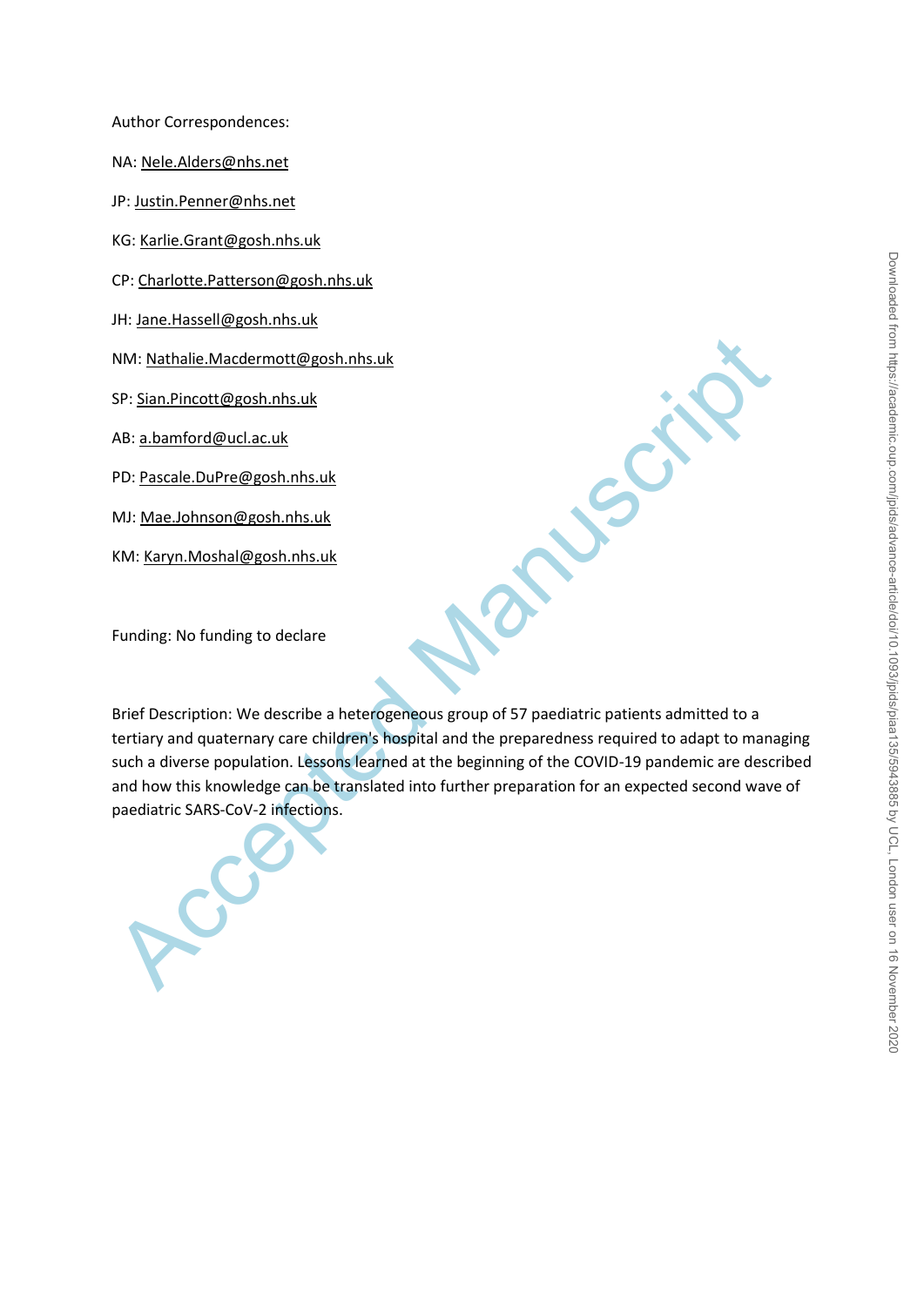Author Correspondences:

NA: Nele.Alders@nhs.net

JP: Justin.Penner@nhs.net

KG: Karlie.Grant@gosh.nhs.uk

CP: Charlotte.Patterson@gosh.nhs.uk

JH: Jane.Hassell@gosh.nhs.uk

NM: Nathalie.Macdermott@gosh.nhs.uk

SP: Sian.Pincott@gosh.nhs.uk

AB: a.bamford@ucl.ac.uk

PD: Pascale.DuPre@gosh.nhs.uk

MJ: Mae.Johnson@gosh.nhs.uk

KM: Karyn.Moshal@gosh.nhs.uk

Funding: No funding to declare

Brief Description: We describe a heterogeneous group of 57 paediatric patients admitted to a tertiary and quaternary care children's hospital and the preparedness required to adapt to managing such a diverse population. Lessons learned at the beginning of the COVID-19 pandemic are described and how this knowledge can be translated into further preparation for an expected second wave of paediatric SARS-CoV-2 infections.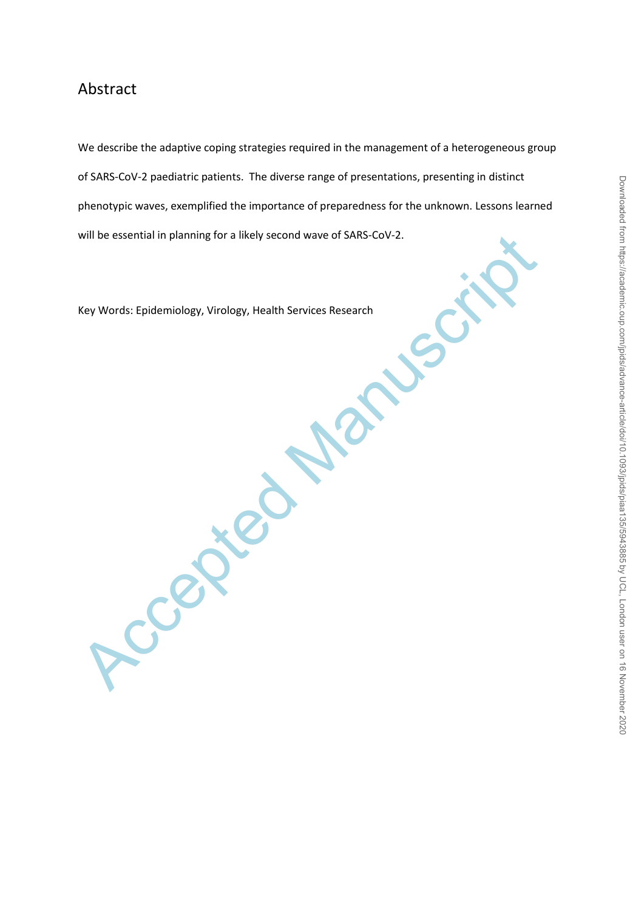# Abstract

We describe the adaptive coping strategies required in the management of a heterogeneous group of SARS-CoV-2 paediatric patients. The diverse range of presentations, presenting in distinct phenotypic waves, exemplified the importance of preparedness for the unknown. Lessons learned will be essential in planning for a likely second wave of SARS-CoV-2.

Key Words: Epidemiology, Virology, Health Services Research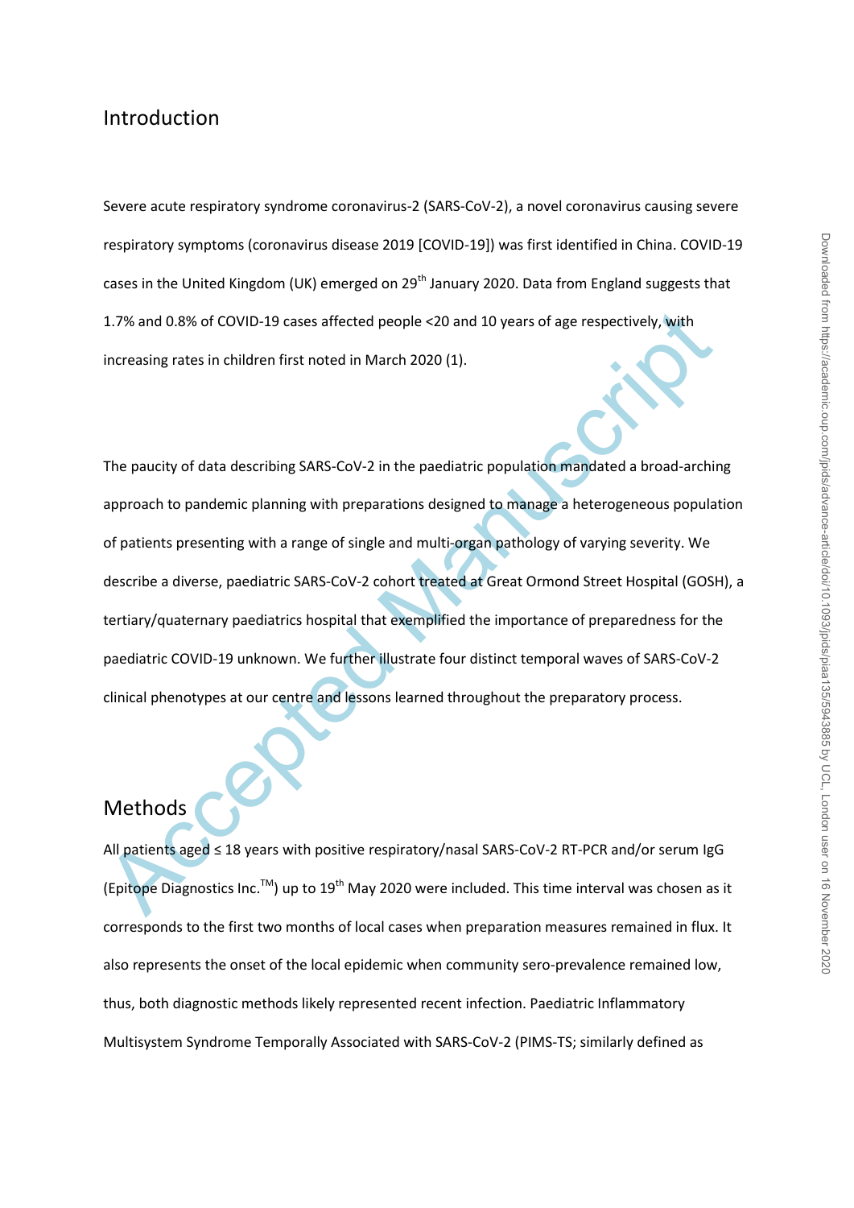## Introduction

Severe acute respiratory syndrome coronavirus-2 (SARS-CoV-2), a novel coronavirus causing severe respiratory symptoms (coronavirus disease 2019 [COVID-19]) was first identified in China. COVID-19 cases in the United Kingdom (UK) emerged on 29th January 2020. Data from England suggests that 1.7% and 0.8% of COVID-19 cases affected people <20 and 10 years of age respectively, with increasing rates in children first noted in March 2020 (1).

The paucity of data describing SARS-CoV-2 in the paediatric population mandated a broad-arching approach to pandemic planning with preparations designed to manage a heterogeneous population of patients presenting with a range of single and multi-organ pathology of varying severity. We describe a diverse, paediatric SARS-CoV-2 cohort treated at Great Ormond Street Hospital (GOSH), a tertiary/quaternary paediatrics hospital that exemplified the importance of preparedness for the paediatric COVID-19 unknown. We further illustrate four distinct temporal waves of SARS-CoV-2 clinical phenotypes at our centre and lessons learned throughout the preparatory process.

## Methods

All patients aged ≤ 18 years with positive respiratory/nasal SARS-CoV-2 RT-PCR and/or serum IgG (Epitope Diagnostics Inc.™) up to 19th May 2020 were included. This time interval was chosen as it corresponds to the first two months of local cases when preparation measures remained in flux. It also represents the onset of the local epidemic when community sero-prevalence remained low, thus, both diagnostic methods likely represented recent infection. Paediatric Inflammatory Multisystem Syndrome Temporally Associated with SARS-CoV-2 (PIMS-TS; similarly defined as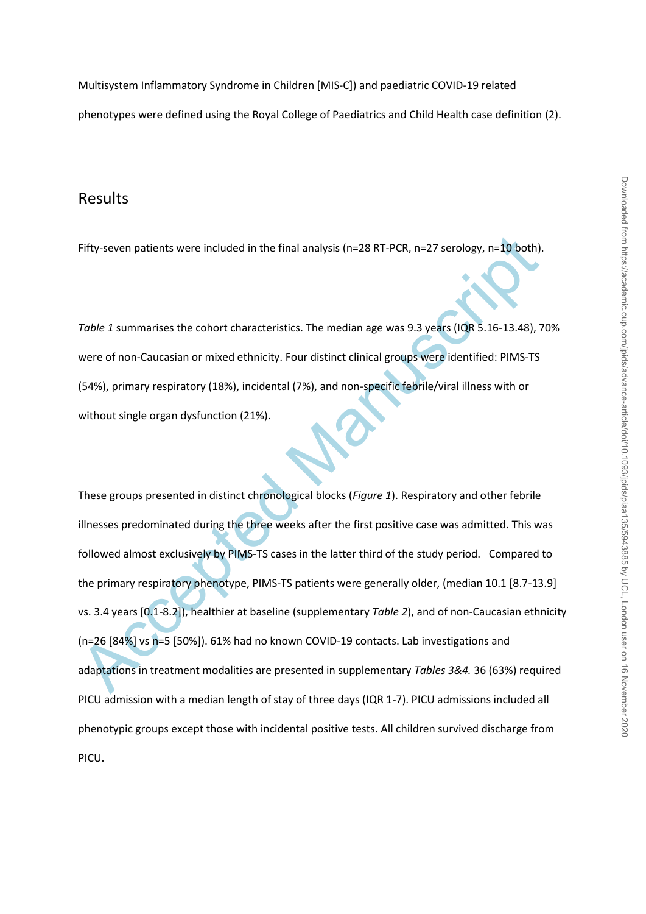Multisystem Inflammatory Syndrome in Children [MIS-C]) and paediatric COVID-19 related phenotypes were defined using the Royal College of Paediatrics and Child Health case definition (2).

## Results

Fifty-seven patients were included in the final analysis (n=28 RT-PCR, n=27 serology, n=10 both).

*Table 1* summarises the cohort characteristics. The median age was 9.3 years (IQR 5.16-13.48), 70% were of non-Caucasian or mixed ethnicity. Four distinct clinical groups were identified: PIMS-TS (54%), primary respiratory (18%), incidental (7%), and non-specific febrile/viral illness with or without single organ dysfunction (21%).

These groups presented in distinct chronological blocks (*Figure 1*). Respiratory and other febrile illnesses predominated during the three weeks after the first positive case was admitted. This was followed almost exclusively by PIMS-TS cases in the latter third of the study period. Compared to the primary respiratory phenotype, PIMS-TS patients were generally older, (median 10.1 [8.7-13.9] vs. 3.4 years [0.1-8.2]), healthier at baseline (supplementary *Table 2*), and of non-Caucasian ethnicity (n=26 [84%] vs n=5 [50%]). 61% had no known COVID-19 contacts. Lab investigations and adaptations in treatment modalities are presented in supplementary *Tables 3&4.* 36 (63%) required PICU admission with a median length of stay of three days (IQR 1-7). PICU admissions included all phenotypic groups except those with incidental positive tests. All children survived discharge from PICU.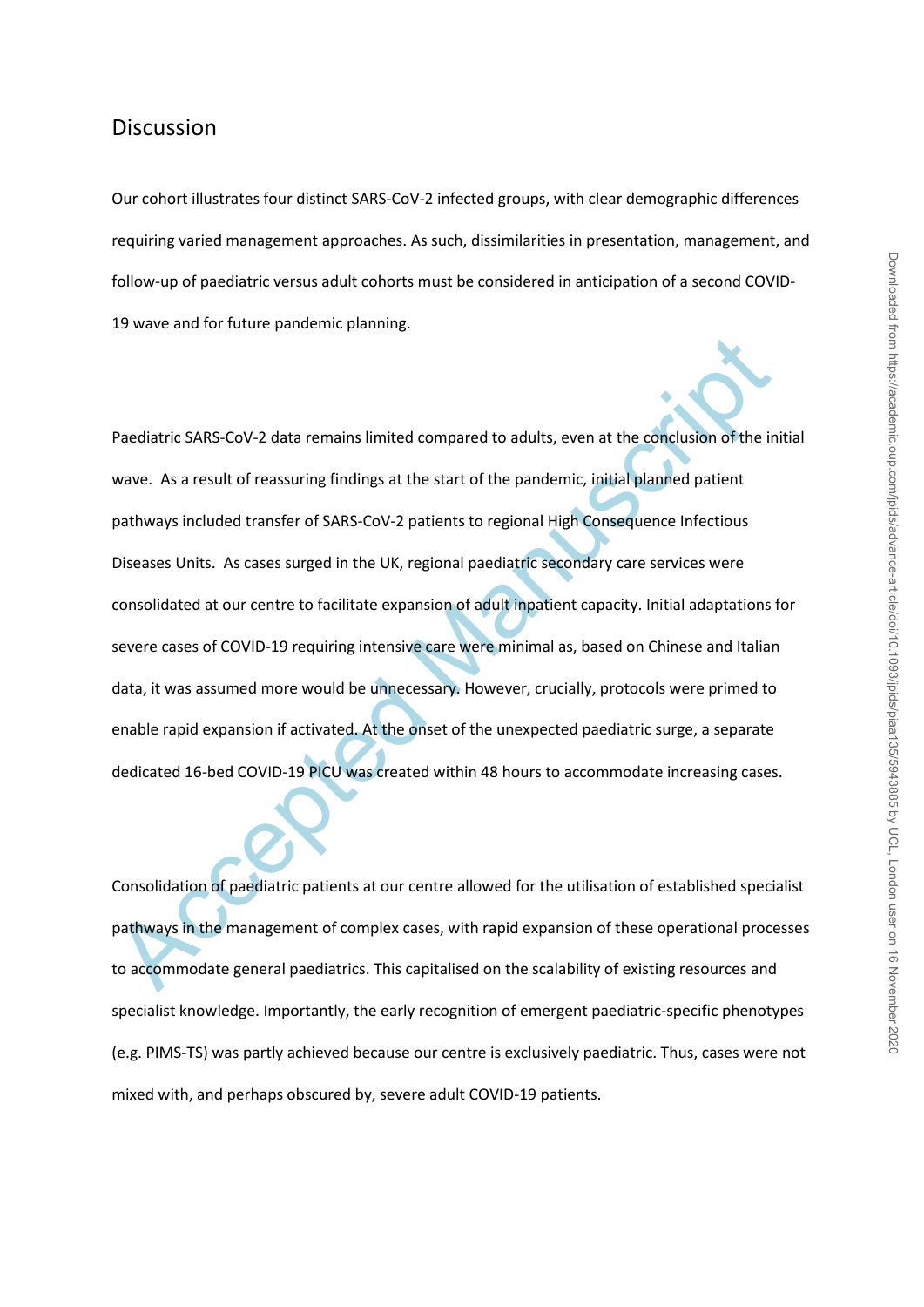## Discussion

Our cohort illustrates four distinct SARS-CoV-2 infected groups, with clear demographic differences requiring varied management approaches. As such, dissimilarities in presentation, management, and follow-up of paediatric versus adult cohorts must be considered in anticipation of a second COVID-19 wave and for future pandemic planning.

Paediatric SARS-CoV-2 data remains limited compared to adults, even at the conclusion of the initial wave. As a result of reassuring findings at the start of the pandemic, initial planned patient pathways included transfer of SARS-CoV-2 patients to regional High Consequence Infectious Diseases Units. As cases surged in the UK, regional paediatric secondary care services were consolidated at our centre to facilitate expansion of adult inpatient capacity. Initial adaptations for severe cases of COVID-19 requiring intensive care were minimal as, based on Chinese and Italian data, it was assumed more would be unnecessary. However, crucially, protocols were primed to enable rapid expansion if activated. At the onset of the unexpected paediatric surge, a separate dedicated 16-bed COVID-19 PICU was created within 48 hours to accommodate increasing cases.

Consolidation of paediatric patients at our centre allowed for the utilisation of established specialist pathways in the management of complex cases, with rapid expansion of these operational processes to accommodate general paediatrics. This capitalised on the scalability of existing resources and specialist knowledge. Importantly, the early recognition of emergent paediatric-specific phenotypes (e.g. PIMS-TS) was partly achieved because our centre is exclusively paediatric. Thus, cases were not mixed with, and perhaps obscured by, severe adult COVID-19 patients.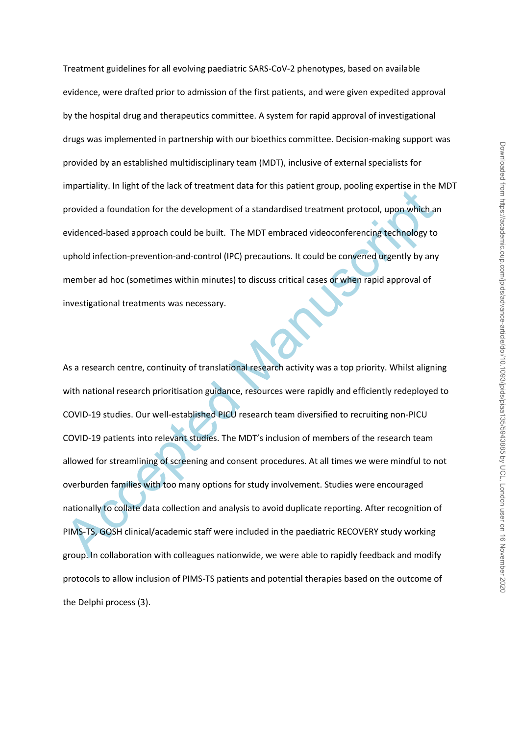Treatment guidelines for all evolving paediatric SARS-CoV-2 phenotypes, based on available evidence, were drafted prior to admission of the first patients, and were given expedited approval by the hospital drug and therapeutics committee. A system for rapid approval of investigational drugs was implemented in partnership with our bioethics committee. Decision-making support was provided by an established multidisciplinary team (MDT), inclusive of external specialists for impartiality. In light of the lack of treatment data for this patient group, pooling expertise in the MDT provided a foundation for the development of a standardised treatment protocol, upon which an evidenced-based approach could be built. The MDT embraced videoconferencing technology to uphold infection-prevention-and-control (IPC) precautions. It could be convened urgently by any member ad hoc (sometimes within minutes) to discuss critical cases or when rapid approval of investigational treatments was necessary.

As a research centre, continuity of translational research activity was a top priority. Whilst aligning with national research prioritisation guidance, resources were rapidly and efficiently redeployed to COVID-19 studies. Our well-established PICU research team diversified to recruiting non-PICU COVID-19 patients into relevant studies. The MDT's inclusion of members of the research team allowed for streamlining of screening and consent procedures. At all times we were mindful to not overburden families with too many options for study involvement. Studies were encouraged nationally to collate data collection and analysis to avoid duplicate reporting. After recognition of PIMS-TS, GOSH clinical/academic staff were included in the paediatric RECOVERY study working group. In collaboration with colleagues nationwide, we were able to rapidly feedback and modify protocols to allow inclusion of PIMS-TS patients and potential therapies based on the outcome of the Delphi process (3).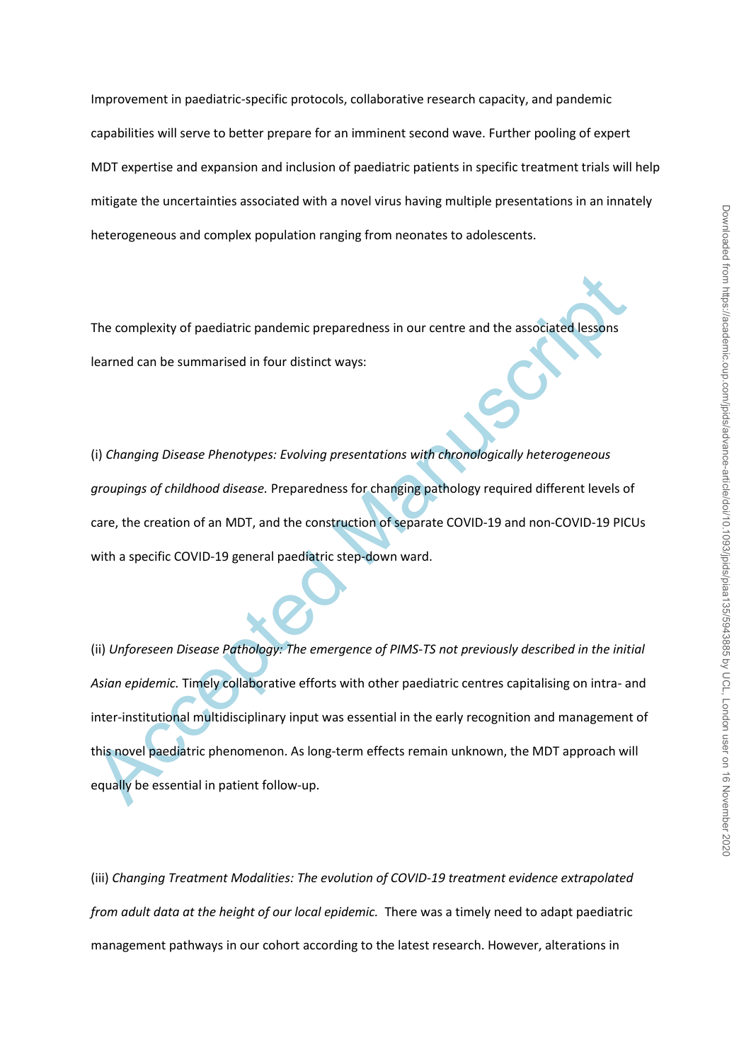Improvement in paediatric-specific protocols, collaborative research capacity, and pandemic capabilities will serve to better prepare for an imminent second wave. Further pooling of expert MDT expertise and expansion and inclusion of paediatric patients in specific treatment trials will help mitigate the uncertainties associated with a novel virus having multiple presentations in an innately heterogeneous and complex population ranging from neonates to adolescents.

The complexity of paediatric pandemic preparedness in our centre and the associated lessons learned can be summarised in four distinct ways:

(i) *Changing Disease Phenotypes: Evolving presentations with chronologically heterogeneous groupings of childhood disease.* Preparedness for changing pathology required different levels of care, the creation of an MDT, and the construction of separate COVID-19 and non-COVID-19 PICUs with a specific COVID-19 general paediatric step-down ward.

(ii) *Unforeseen Disease Pathology: The emergence of PIMS-TS not previously described in the initial Asian epidemic.* Timely collaborative efforts with other paediatric centres capitalising on intra- and inter-institutional multidisciplinary input was essential in the early recognition and management of this novel paediatric phenomenon. As long-term effects remain unknown, the MDT approach will equally be essential in patient follow-up.

(iii) *Changing Treatment Modalities: The evolution of COVID-19 treatment evidence extrapolated from adult data at the height of our local epidemic.* There was a timely need to adapt paediatric management pathways in our cohort according to the latest research. However, alterations in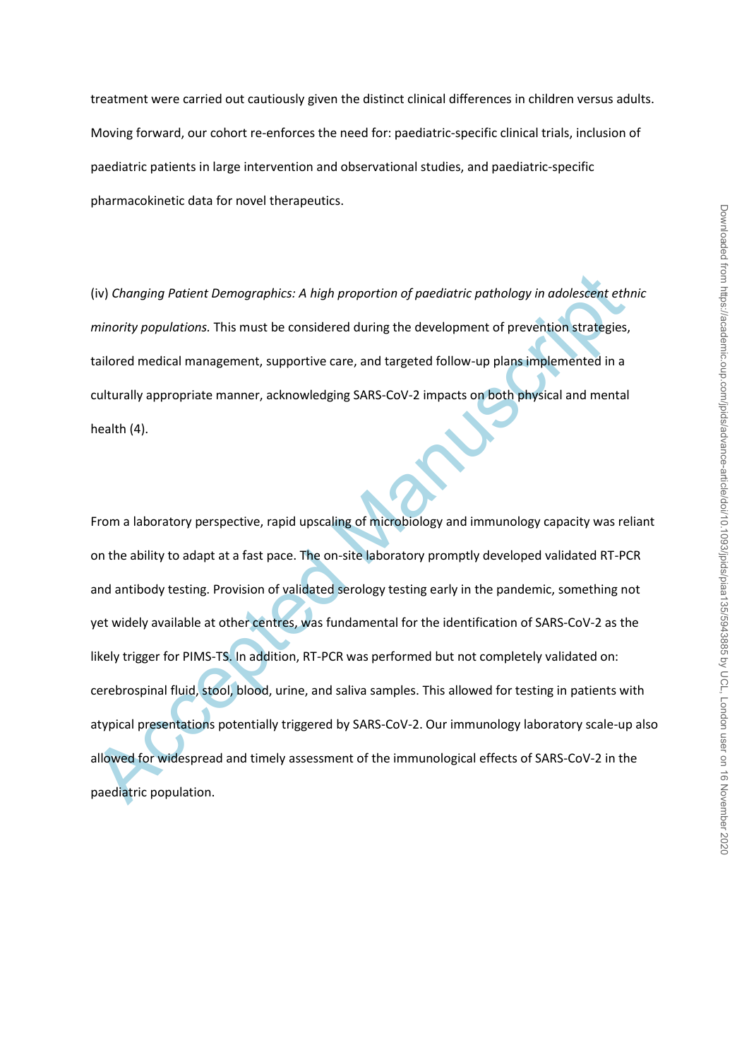treatment were carried out cautiously given the distinct clinical differences in children versus adults. Moving forward, our cohort re-enforces the need for: paediatric-specific clinical trials, inclusion of paediatric patients in large intervention and observational studies, and paediatric-specific pharmacokinetic data for novel therapeutics.

(iv) *Changing Patient Demographics: A high proportion of paediatric pathology in adolescent ethnic minority populations.* This must be considered during the development of prevention strategies, tailored medical management, supportive care, and targeted follow-up plans implemented in a culturally appropriate manner, acknowledging SARS-CoV-2 impacts on both physical and mental health (4).

From a laboratory perspective, rapid upscaling of microbiology and immunology capacity was reliant on the ability to adapt at a fast pace. The on-site laboratory promptly developed validated RT-PCR and antibody testing. Provision of validated serology testing early in the pandemic, something not yet widely available at other centres, was fundamental for the identification of SARS-CoV-2 as the likely trigger for PIMS-TS. In addition, RT-PCR was performed but not completely validated on: cerebrospinal fluid, stool, blood, urine, and saliva samples. This allowed for testing in patients with atypical presentations potentially triggered by SARS-CoV-2. Our immunology laboratory scale-up also allowed for widespread and timely assessment of the immunological effects of SARS-CoV-2 in the paediatric population.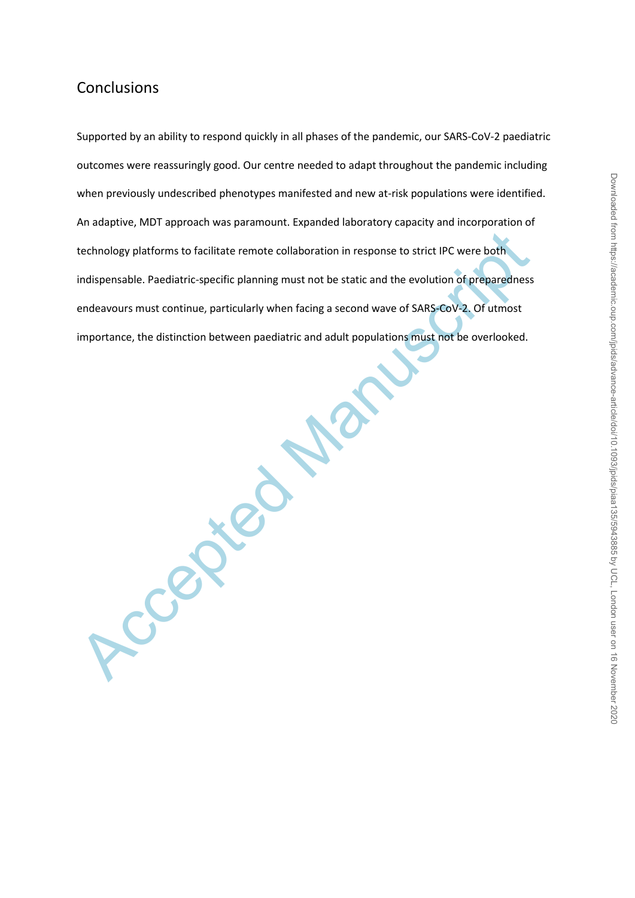## Conclusions

Supported by an ability to respond quickly in all phases of the pandemic, our SARS-CoV-2 paediatric outcomes were reassuringly good. Our centre needed to adapt throughout the pandemic including when previously undescribed phenotypes manifested and new at-risk populations were identified. An adaptive, MDT approach was paramount. Expanded laboratory capacity and incorporation of technology platforms to facilitate remote collaboration in response to strict IPC were both indispensable. Paediatric-specific planning must not be static and the evolution of preparedness endeavours must continue, particularly when facing a second wave of SARS-CoV-2. Of utmost importance, the distinction between paediatric and adult populations must not be overlooked.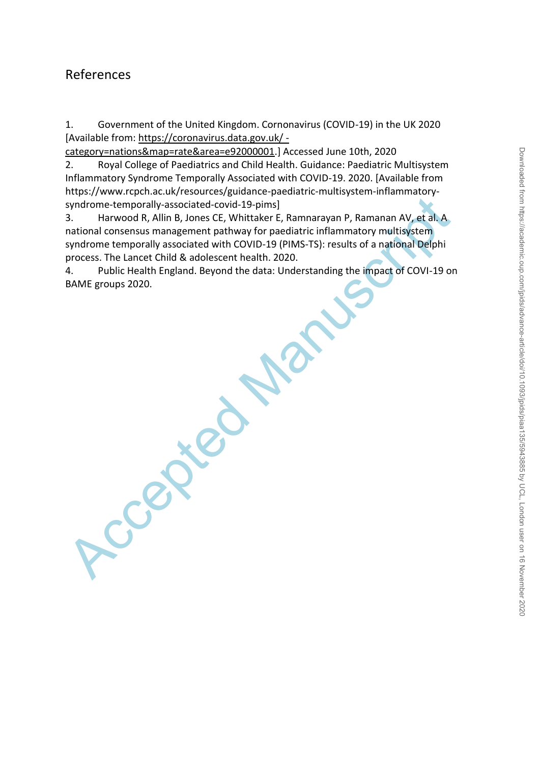## References

1. Government of the United Kingdom. Cornonavirus (COVID-19) in the UK 2020 [Available from: https://coronavirus.data.gov.uk/ - category=nations&map=rate&area=e92000001.] Accessed June 10th, 2020
2. Royal College of Paediatrics and Child Health. Guidance: Paediatric Multisystem Inflammatory Syndrome Temporally Associated with COVID-19. 2020. [Available from https://www.rcpch.ac.uk/resources/guidance-paediatric-multisystem-inflammatory-syndrome-temporally-associated-covid-19-pims]
3. Harwood R, Allin B, Jones CE, Whittaker E, Ramnarayan P, Ramanan AV, et al. A national consensus management pathway for paediatric inflammatory multisystem syndrome temporally associated with COVID-19 (PIMS-TS): results of a national Delphi process. The Lancet Child & adolescent health. 2020.
4. Public Health England. Beyond the data: Understanding the impact of COVI-19 on BAME groups 2020.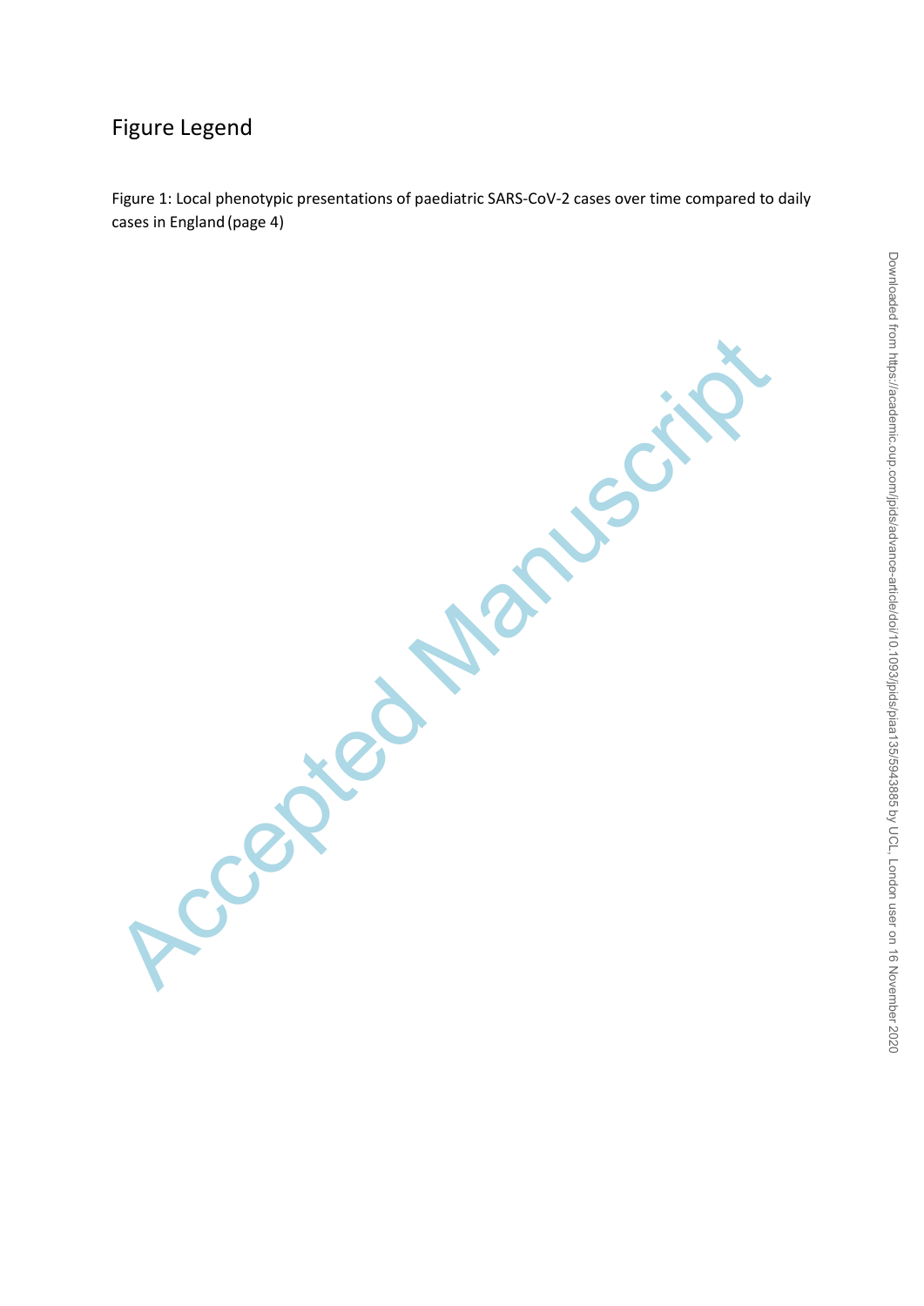# Figure Legend

Figure 1: Local phenotypic presentations of paediatric SARS-CoV-2 cases over time compared to daily cases in England (page 4)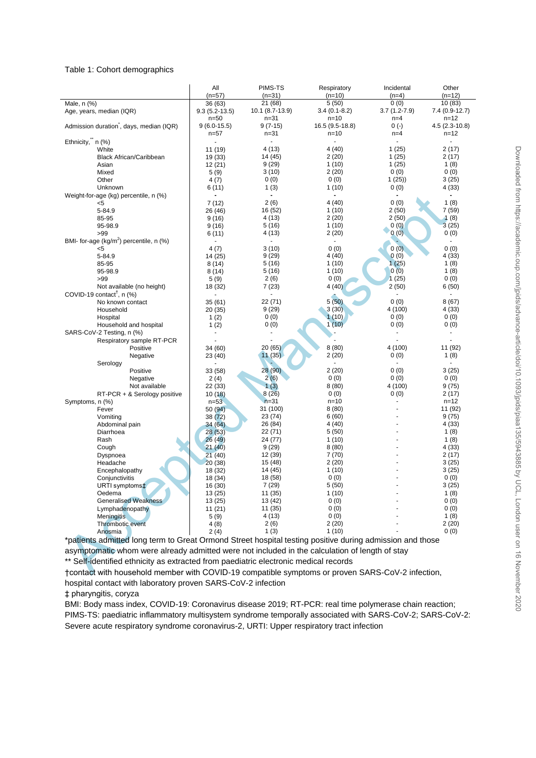Table 1: Cohort demographics

| | All (n=57) | PIMS-TS (n=31) | Respiratory (n=10) | Incidental (n=4) | Other (n=12) |
|---|---|---|---|---|---|
| Male, n (%) | 36 (63) | 21 (68) | 5 (50) | 0 (0) | 10 (83) |
| Age, years, median (IQR) | 9.3 (5.2-13.5) | 10.1 (8.7-13.9) | 3.4 (0.1-8.2) | 3.7 (1.2-7.9) | 7.4 (0.9-12.7) |
| | n=50 | n=31 | n=10 | n=4 | n=12 |
| Admission duration*, days, median (IQR) | 9 (6.0-15.5) | 9 (7-15) | 16.5 (9.5-18.8) | 0 (-) | 4.5 (2.3-10.8) |
| | n=57 | n=31 | n=10 | n=4 | n=12 |
| Ethnicity,** n (%) | - | - | - | - | - |
| White | 11 (19) | 4 (13) | 4 (40) | 1 (25) | 2 (17) |
| Black African/Caribbean | 19 (33) | 14 (45) | 2 (20) | 1 (25) | 2 (17) |
| Asian | 12 (21) | 9 (29) | 1 (10) | 1 (25) | 1 (8) |
| Mixed | 5 (9) | 3 (10) | 2 (20) | 0 (0) | 0 (0) |
| Other | 4 (7) | 0 (0) | 0 (0) | 1 (25)) | 3 (25) |
| Unknown | 6 (11) | 1 (3) | 1 (10) | 0 (0) | 4 (33) |
| Weight-for-age (kg) percentile, n (%) | - | - | - | - | - |
| <5 | 7 (12) | 2 (6) | 4 (40) | 0 (0) | 1 (8) |
| 5-84.9 | 26 (46) | 16 (52) | 1 (10) | 2 (50) | 7 (59) |
| 85-95 | 9 (16) | 4 (13) | 2 (20) | 2 (50) | 1 (8) |
| 95-98.9 | 9 (16) | 5 (16) | 1 (10) | 0 (0) | 3 (25) |
| >99 | 6 (11) | 4 (13) | 2 (20) | 0 (0) | 0 (0) |
| BMI- for-age (kg/m$^2$) percentile, n (%) | - | - | - | - | - |
| <5 | 4 (7) | 3 (10) | 0 (0) | 0 (0) | 0 (0) |
| 5-84.9 | 14 (25) | 9 (29) | 4 (40) | 0 (0) | 4 (33) |
| 85-95 | 8 (14) | 5 (16) | 1 (10) | 1 (25) | 1 (8) |
| 95-98.9 | 8 (14) | 5 (16) | 1 (10) | 0 (0) | 1 (8) |
| >99 | 5 (9) | 2 (6) | 0 (0) | 1 (25) | 0 (0) |
| Not available (no height) | 18 (32) | 7 (23) | 4 (40) | 2 (50) | 6 (50) |
| COVID-19 contact†, n (%) | - | - | - | - | - |
| No known contact | 35 (61) | 22 (71) | 5 (50) | 0 (0) | 8 (67) |
| Household | 20 (35) | 9 (29) | 3 (30) | 4 (100) | 4 (33) |
| Hospital | 1 (2) | 0 (0) | 1 (10) | 0 (0) | 0 (0) |
| Household and hospital | 1 (2) | 0 (0) | 1 (10) | 0 (0) | 0 (0) |
| SARS-CoV-2 Testing, n (%) | - | - | - | - | - |
| Respiratory sample RT-PCR | - | - | - | - | - |
| Positive | 34 (60) | 20 (65) | 8 (80) | 4 (100) | 11 (92) |
| Negative | 23 (40) | 11 (35) | 2 (20) | 0 (0) | 1 (8) |
| Serology | - | - | - | - | - |
| Positive | 33 (58) | 28 (90) | 2 (20) | 0 (0) | 3 (25) |
| Negative | 2 (4) | 2 (6) | 0 (0) | 0 (0) | 0 (0) |
| Not available | 22 (33) | 1 (3) | 8 (80) | 4 (100) | 9 (75) |
| RT-PCR + & Serology positive | 10 (18) | 8 (26) | 0 (0) | 0 (0) | 2 (17) |
| Symptoms, n (%) | n=53 | n=31 | n=10 | - | n=12 |
| Fever | 50 (94) | 31 (100) | 8 (80) | - | 11 (92) |
| Vomiting | 38 (72) | 23 (74) | 6 (60) | - | 9 (75) |
| Abdominal pain | 34 (64) | 26 (84) | 4 (40) | - | 4 (33) |
| Diarrhoea | 28 (53) | 22 (71) | 5 (50) | - | 1 (8) |
| Rash | 26 (49) | 24 (77) | 1 (10) | - | 1 (8) |
| Cough | 21 (40) | 9 (29) | 8 (80) | - | 4 (33) |
| Dyspnoea | 21 (40) | 12 (39) | 7 (70) | - | 2 (17) |
| Headache | 20 (38) | 15 (48) | 2 (20) | - | 3 (25) |
| Encephalopathy | 18 (32) | 14 (45) | 1 (10) | - | 3 (25) |
| Conjunctivitis | 18 (34) | 18 (58) | 0 (0) | - | 0 (0) |
| URTI symptoms‡ | 16 (30) | 7 (29) | 5 (50) | - | 3 (25) |
| Oedema | 13 (25) | 11 (35) | 1 (10) | - | 1 (8) |
| Generalised Weakness | 13 (25) | 13 (42) | 0 (0) | - | 0 (0) |
| Lymphadenopathy | 11 (21) | 11 (35) | 0 (0) | - | 0 (0) |
| Meningitis | 5 (9) | 4 (13) | 0 (0) | - | 1 (8) |
| Thrombotic event | 4 (8) | 2 (6) | 2 (20) | - | 2 (20) |
| Anosmia | 2 (4) | 1 (3) | 1 (10) | - | 0 (0) |

*patients admitted long term to Great Ormond Street hospital testing positive during admission and those asymptomatic whom were already admitted were not included in the calculation of length of stay

** Self-identified ethnicity as extracted from paediatric electronic medical records

†contact with household member with COVID-19 compatible symptoms or proven SARS-CoV-2 infection, hospital contact with laboratory proven SARS-CoV-2 infection

‡ pharyngitis, coryza

BMI: Body mass index, COVID-19: Coronavirus disease 2019; RT-PCR: real time polymerase chain reaction; PIMS-TS: paediatric inflammatory multisystem syndrome temporally associated with SARS-CoV-2; SARS-CoV-2: Severe acute respiratory syndrome coronavirus-2, URTI: Upper respiratory tract infection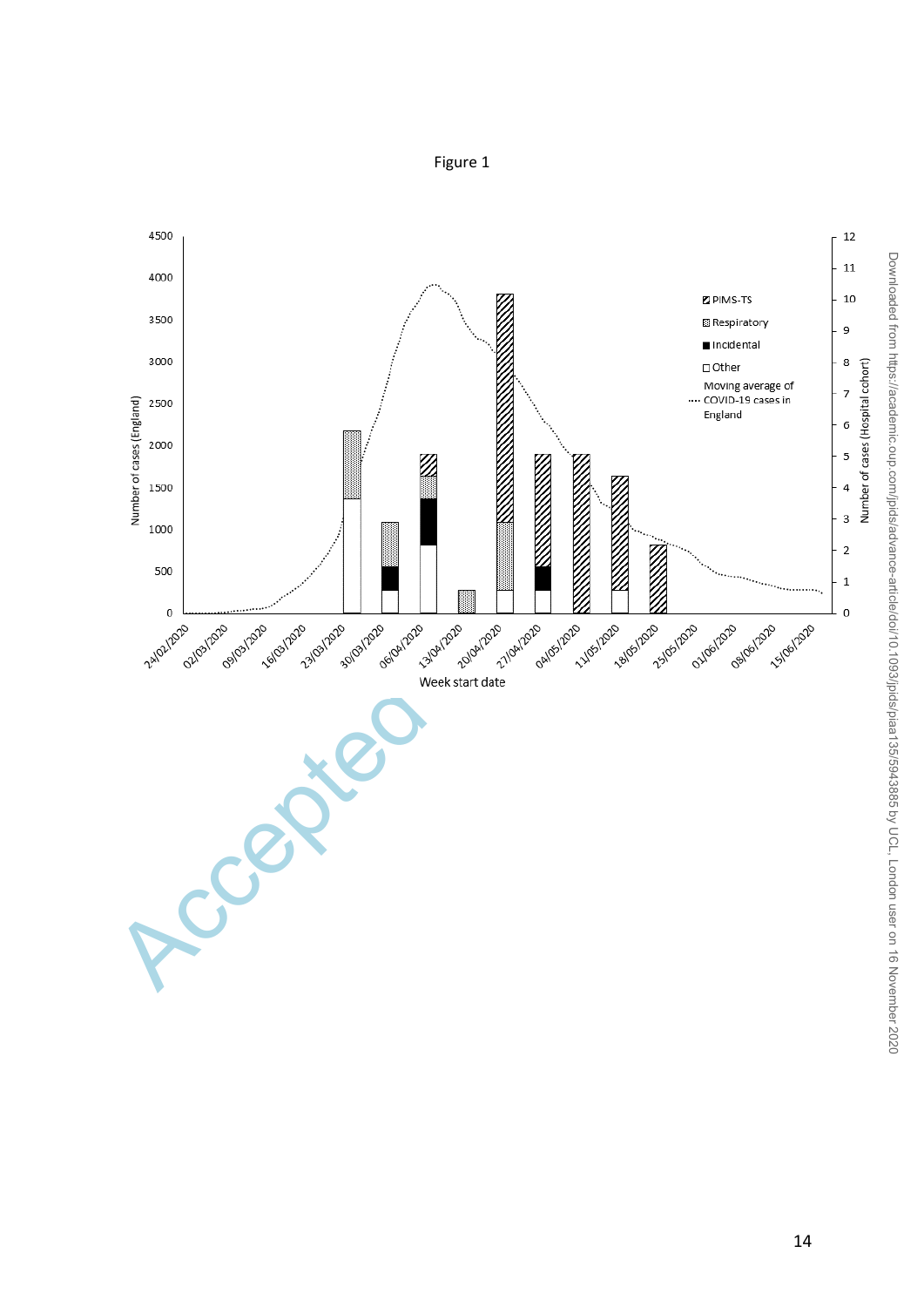Figure 1

4500
4000
3500
3000
2500
2000
1500
1000
500
0

Number of cases (England)

12
11
10
9
8
7
6
5
4
3
2
1
0

Number of cases (Hospital cohort)

PIMS-TS
Respiratory
Incidental
Other
Moving average of COVID-19 cases in England

24/02/2020
02/03/2020
09/03/2020
16/03/2020
23/03/2020
30/03/2020
06/04/2020
13/04/2020
20/04/2020
27/04/2020
04/05/2020
11/05/2020
18/05/2020
25/05/2020
01/06/2020
08/06/2020
15/06/2020

Week start date